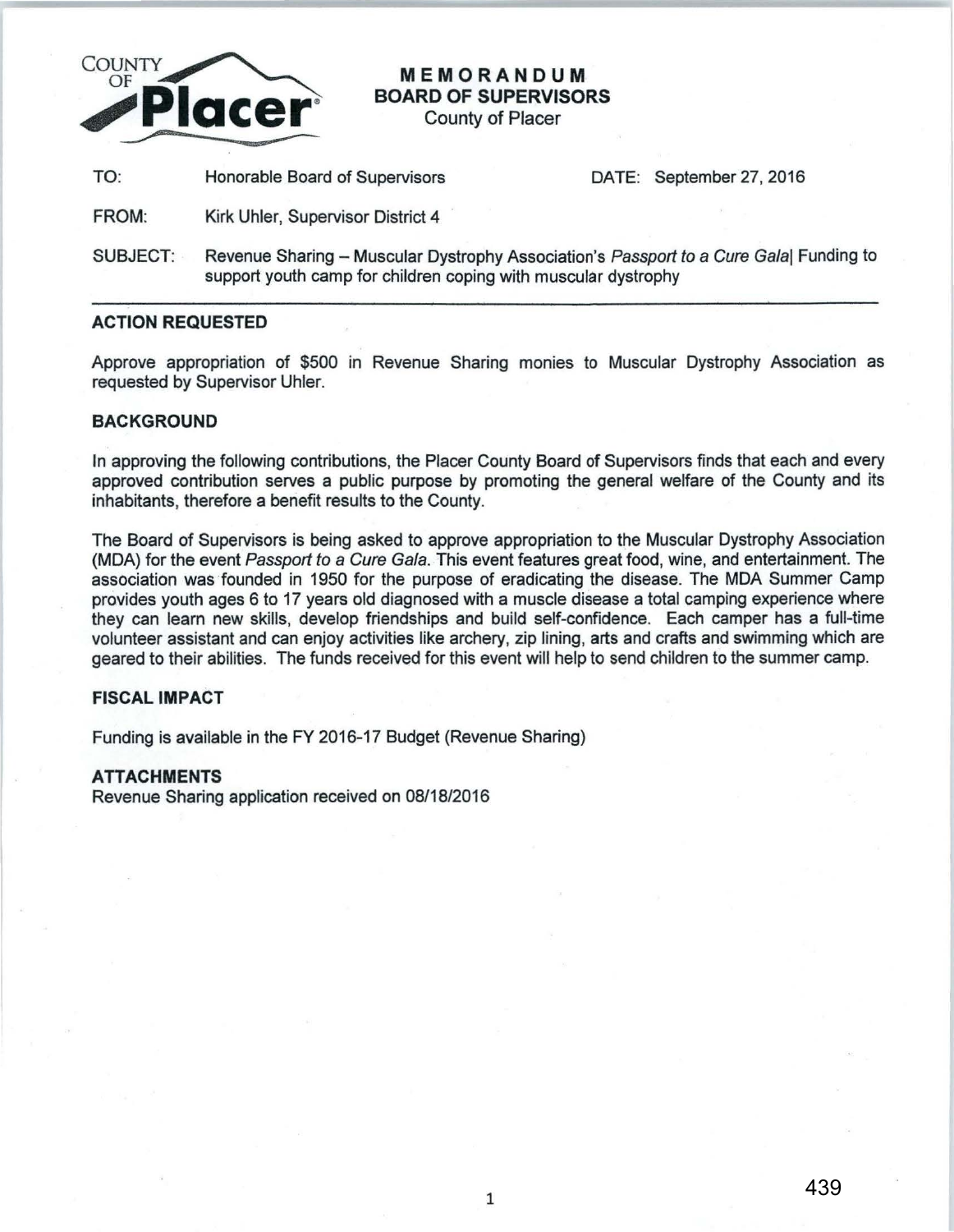COUNTY OF **Placer**

# MEMORANDUM
## BOARD OF SUPERVISORS
County of Placer

TO: Honorable Board of Supervisors

DATE: September 27, 2016

FROM: Kirk Uhler, Supervisor District 4

SUBJECT: Revenue Sharing – Muscular Dystrophy Association's *Passport to a Cure Gala*| Funding to support youth camp for children coping with muscular dystrophy

---

### ACTION REQUESTED

Approve appropriation of $500 in Revenue Sharing monies to Muscular Dystrophy Association as requested by Supervisor Uhler.

### BACKGROUND

In approving the following contributions, the Placer County Board of Supervisors finds that each and every approved contribution serves a public purpose by promoting the general welfare of the County and its inhabitants, therefore a benefit results to the County.

The Board of Supervisors is being asked to approve appropriation to the Muscular Dystrophy Association (MDA) for the event *Passport to a Cure Gala*. This event features great food, wine, and entertainment. The association was founded in 1950 for the purpose of eradicating the disease. The MDA Summer Camp provides youth ages 6 to 17 years old diagnosed with a muscle disease a total camping experience where they can learn new skills, develop friendships and build self-confidence. Each camper has a full-time volunteer assistant and can enjoy activities like archery, zip lining, arts and crafts and swimming which are geared to their abilities. The funds received for this event will help to send children to the summer camp.

### FISCAL IMPACT

Funding is available in the FY 2016-17 Budget (Revenue Sharing)

### ATTACHMENTS

Revenue Sharing application received on 08/18/2016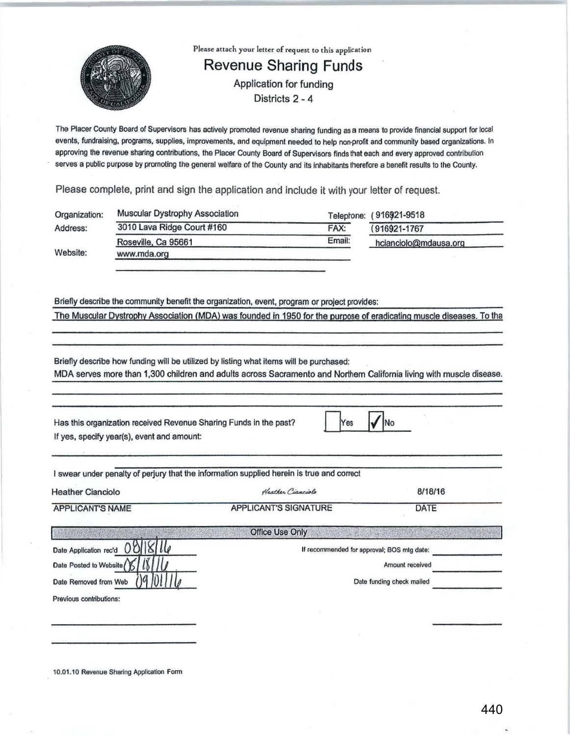Please attach your letter of request to this application

# Revenue Sharing Funds

Application for funding

Districts 2 - 4

The Placer County Board of Supervisors has actively promoted revenue sharing funding as a means to provide financial support for local events, fundraising, programs, supplies, improvements, and equipment needed to help non-profit and community based organizations. In approving the revenue sharing contributions, the Placer County Board of Supervisors finds that each and every approved contribution serves a public purpose by promoting the general welfare of the County and its inhabitants therefore a benefit results to the County.

Please complete, print and sign the application and include it with your letter of request.

Organization: Muscular Dystrophy Association

Address: 3010 Lava Ridge Court #160

Roseville, Ca 95661

Website: www.mda.org

Telephone: (916)921-9518

FAX: (916)921-1767

Email: hcianciolo@mdausa.org

Briefly describe the community benefit the organization, event, program or project provides:

The Muscular Dystrophy Association (MDA) was founded in 1950 for the purpose of eradicating muscle diseases. To tha

Briefly describe how funding will be utilized by listing what items will be purchased:

MDA serves more than 1,300 children and adults across Sacramento and Northern California living with muscle disease.

Has this organization received Revenue Sharing Funds in the past? ☐ Yes ☑ No

If yes, specify year(s), event and amount:

I swear under penalty of perjury that the information supplied herein is true and correct

| APPLICANT'S NAME | APPLICANT'S SIGNATURE | DATE |
|---|---|---|
| Heather Cianciolo | Heather Cianciolo | 8/18/16 |

**Office Use Only**

Date Application rec'd 08/18/16

Date Posted to Website 08/18/16

Date Removed from Web 09/01/16

Previous contributions:

If recommended for approval; BOS mtg date:

Amount received

Date funding check mailed

10.01.10 Revenue Sharing Application Form